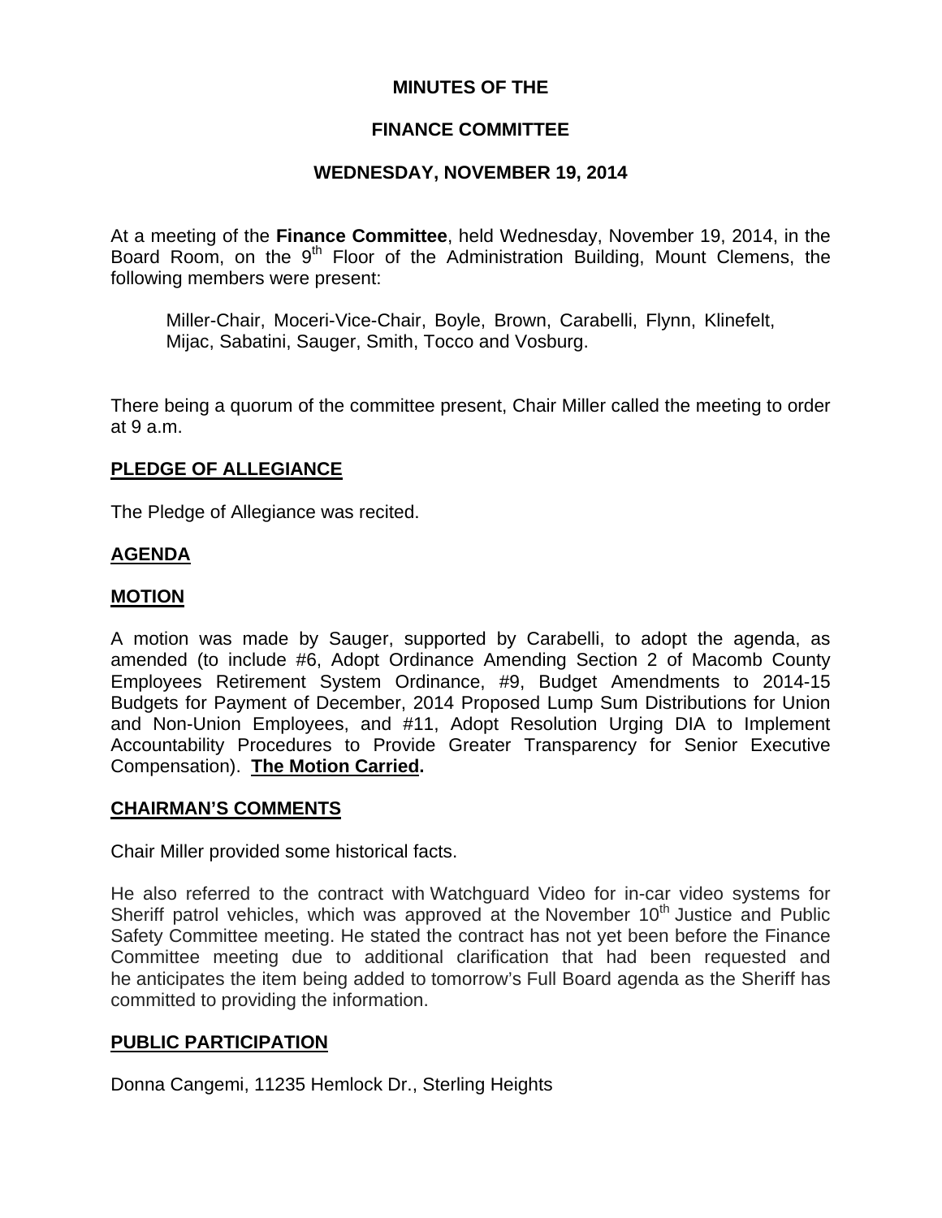# MINUTES OF THE

# FINANCE COMMITTEE

## WEDNESDAY, NOVEMBER 19, 2014

At a meeting of the **Finance Committee**, held Wednesday, November 19, 2014, in the Board Room, on the 9th Floor of the Administration Building, Mount Clemens, the following members were present:

> Miller-Chair, Moceri-Vice-Chair, Boyle, Brown, Carabelli, Flynn, Klinefelt, Mijac, Sabatini, Sauger, Smith, Tocco and Vosburg.

There being a quorum of the committee present, Chair Miller called the meeting to order at 9 a.m.

**PLEDGE OF ALLEGIANCE**

The Pledge of Allegiance was recited.

**AGENDA**

**MOTION**

A motion was made by Sauger, supported by Carabelli, to adopt the agenda, as amended (to include #6, Adopt Ordinance Amending Section 2 of Macomb County Employees Retirement System Ordinance, #9, Budget Amendments to 2014-15 Budgets for Payment of December, 2014 Proposed Lump Sum Distributions for Union and Non-Union Employees, and #11, Adopt Resolution Urging DIA to Implement Accountability Procedures to Provide Greater Transparency for Senior Executive Compensation). **The Motion Carried.**

**CHAIRMAN'S COMMENTS**

Chair Miller provided some historical facts.

He also referred to the contract with Watchguard Video for in-car video systems for Sheriff patrol vehicles, which was approved at the November 10th Justice and Public Safety Committee meeting. He stated the contract has not yet been before the Finance Committee meeting due to additional clarification that had been requested and he anticipates the item being added to tomorrow's Full Board agenda as the Sheriff has committed to providing the information.

**PUBLIC PARTICIPATION**

Donna Cangemi, 11235 Hemlock Dr., Sterling Heights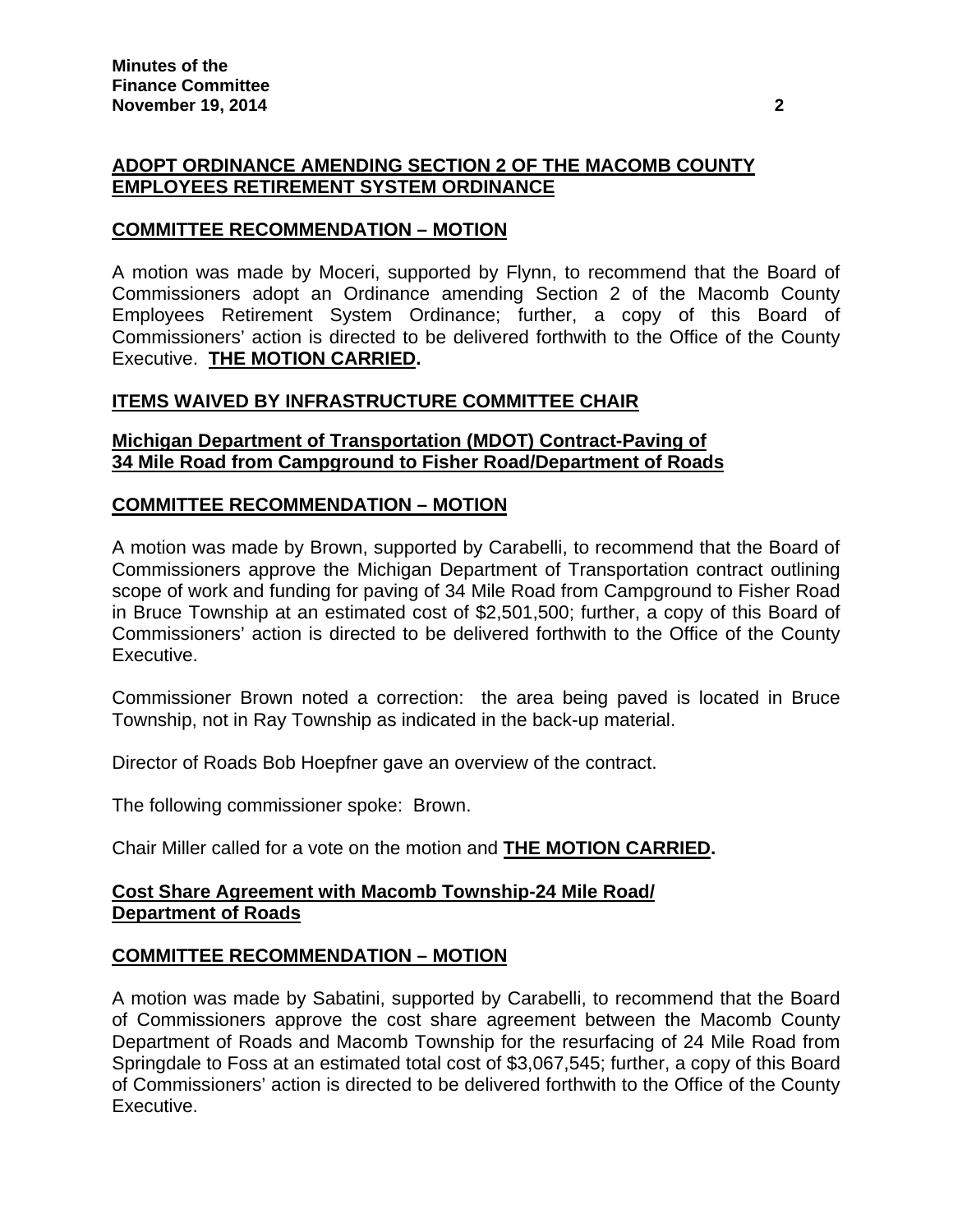## ADOPT ORDINANCE AMENDING SECTION 2 OF THE MACOMB COUNTY EMPLOYEES RETIREMENT SYSTEM ORDINANCE

### COMMITTEE RECOMMENDATION – MOTION

A motion was made by Moceri, supported by Flynn, to recommend that the Board of Commissioners adopt an Ordinance amending Section 2 of the Macomb County Employees Retirement System Ordinance; further, a copy of this Board of Commissioners' action is directed to be delivered forthwith to the Office of the County Executive. **THE MOTION CARRIED.**

## ITEMS WAIVED BY INFRASTRUCTURE COMMITTEE CHAIR

### Michigan Department of Transportation (MDOT) Contract-Paving of 34 Mile Road from Campground to Fisher Road/Department of Roads

### COMMITTEE RECOMMENDATION – MOTION

A motion was made by Brown, supported by Carabelli, to recommend that the Board of Commissioners approve the Michigan Department of Transportation contract outlining scope of work and funding for paving of 34 Mile Road from Campground to Fisher Road in Bruce Township at an estimated cost of $2,501,500; further, a copy of this Board of Commissioners' action is directed to be delivered forthwith to the Office of the County Executive.

Commissioner Brown noted a correction: the area being paved is located in Bruce Township, not in Ray Township as indicated in the back-up material.

Director of Roads Bob Hoepfner gave an overview of the contract.

The following commissioner spoke: Brown.

Chair Miller called for a vote on the motion and **THE MOTION CARRIED.**

### Cost Share Agreement with Macomb Township-24 Mile Road/ Department of Roads

### COMMITTEE RECOMMENDATION – MOTION

A motion was made by Sabatini, supported by Carabelli, to recommend that the Board of Commissioners approve the cost share agreement between the Macomb County Department of Roads and Macomb Township for the resurfacing of 24 Mile Road from Springdale to Foss at an estimated total cost of $3,067,545; further, a copy of this Board of Commissioners' action is directed to be delivered forthwith to the Office of the County Executive.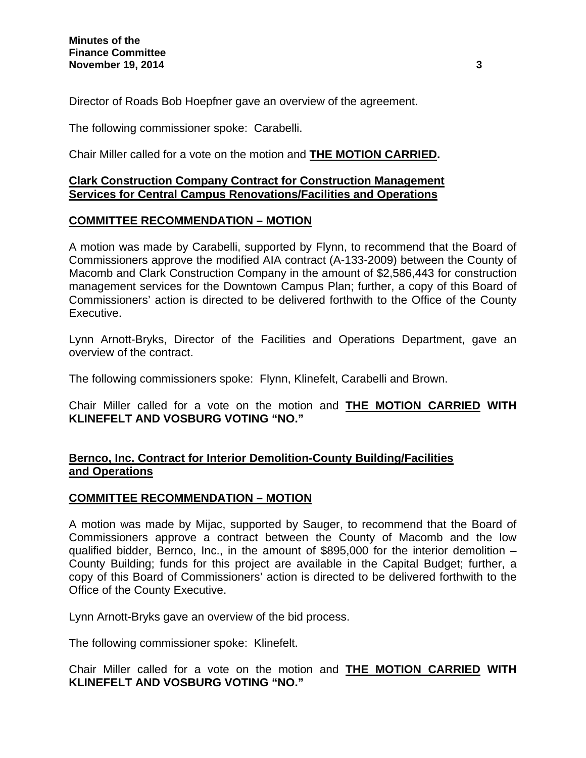Director of Roads Bob Hoepfner gave an overview of the agreement.

The following commissioner spoke: Carabelli.

Chair Miller called for a vote on the motion and **<u>THE MOTION CARRIED</u>.**

## <u>Clark Construction Company Contract for Construction Management Services for Central Campus Renovations/Facilities and Operations</u>

### <u>COMMITTEE RECOMMENDATION – MOTION</u>

A motion was made by Carabelli, supported by Flynn, to recommend that the Board of Commissioners approve the modified AIA contract (A-133-2009) between the County of Macomb and Clark Construction Company in the amount of $2,586,443 for construction management services for the Downtown Campus Plan; further, a copy of this Board of Commissioners' action is directed to be delivered forthwith to the Office of the County Executive.

Lynn Arnott-Bryks, Director of the Facilities and Operations Department, gave an overview of the contract.

The following commissioners spoke: Flynn, Klinefelt, Carabelli and Brown.

Chair Miller called for a vote on the motion and **<u>THE MOTION CARRIED</u> WITH KLINEFELT AND VOSBURG VOTING "NO."**

## <u>Bernco, Inc. Contract for Interior Demolition-County Building/Facilities and Operations</u>

### <u>COMMITTEE RECOMMENDATION – MOTION</u>

A motion was made by Mijac, supported by Sauger, to recommend that the Board of Commissioners approve a contract between the County of Macomb and the low qualified bidder, Bernco, Inc., in the amount of $895,000 for the interior demolition – County Building; funds for this project are available in the Capital Budget; further, a copy of this Board of Commissioners' action is directed to be delivered forthwith to the Office of the County Executive.

Lynn Arnott-Bryks gave an overview of the bid process.

The following commissioner spoke: Klinefelt.

Chair Miller called for a vote on the motion and **<u>THE MOTION CARRIED</u> WITH KLINEFELT AND VOSBURG VOTING "NO."**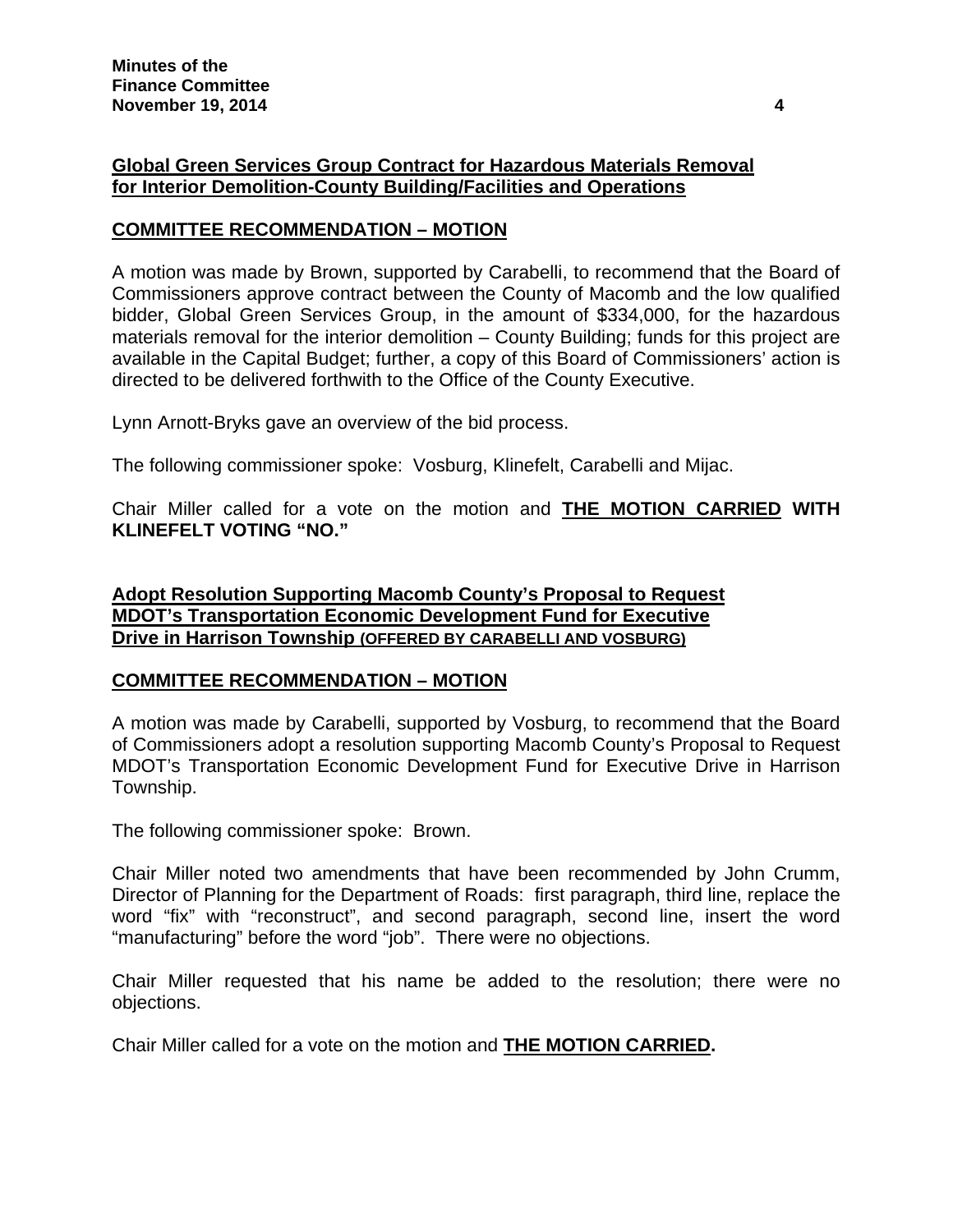**Global Green Services Group Contract for Hazardous Materials Removal for Interior Demolition-County Building/Facilities and Operations**

**COMMITTEE RECOMMENDATION – MOTION**

A motion was made by Brown, supported by Carabelli, to recommend that the Board of Commissioners approve contract between the County of Macomb and the low qualified bidder, Global Green Services Group, in the amount of $334,000, for the hazardous materials removal for the interior demolition – County Building; funds for this project are available in the Capital Budget; further, a copy of this Board of Commissioners' action is directed to be delivered forthwith to the Office of the County Executive.

Lynn Arnott-Bryks gave an overview of the bid process.

The following commissioner spoke: Vosburg, Klinefelt, Carabelli and Mijac.

Chair Miller called for a vote on the motion and **THE MOTION CARRIED WITH KLINEFELT VOTING "NO."**

**Adopt Resolution Supporting Macomb County's Proposal to Request MDOT's Transportation Economic Development Fund for Executive Drive in Harrison Township (OFFERED BY CARABELLI AND VOSBURG)**

**COMMITTEE RECOMMENDATION – MOTION**

A motion was made by Carabelli, supported by Vosburg, to recommend that the Board of Commissioners adopt a resolution supporting Macomb County's Proposal to Request MDOT's Transportation Economic Development Fund for Executive Drive in Harrison Township.

The following commissioner spoke: Brown.

Chair Miller noted two amendments that have been recommended by John Crumm, Director of Planning for the Department of Roads: first paragraph, third line, replace the word "fix" with "reconstruct", and second paragraph, second line, insert the word "manufacturing" before the word "job". There were no objections.

Chair Miller requested that his name be added to the resolution; there were no objections.

Chair Miller called for a vote on the motion and **THE MOTION CARRIED.**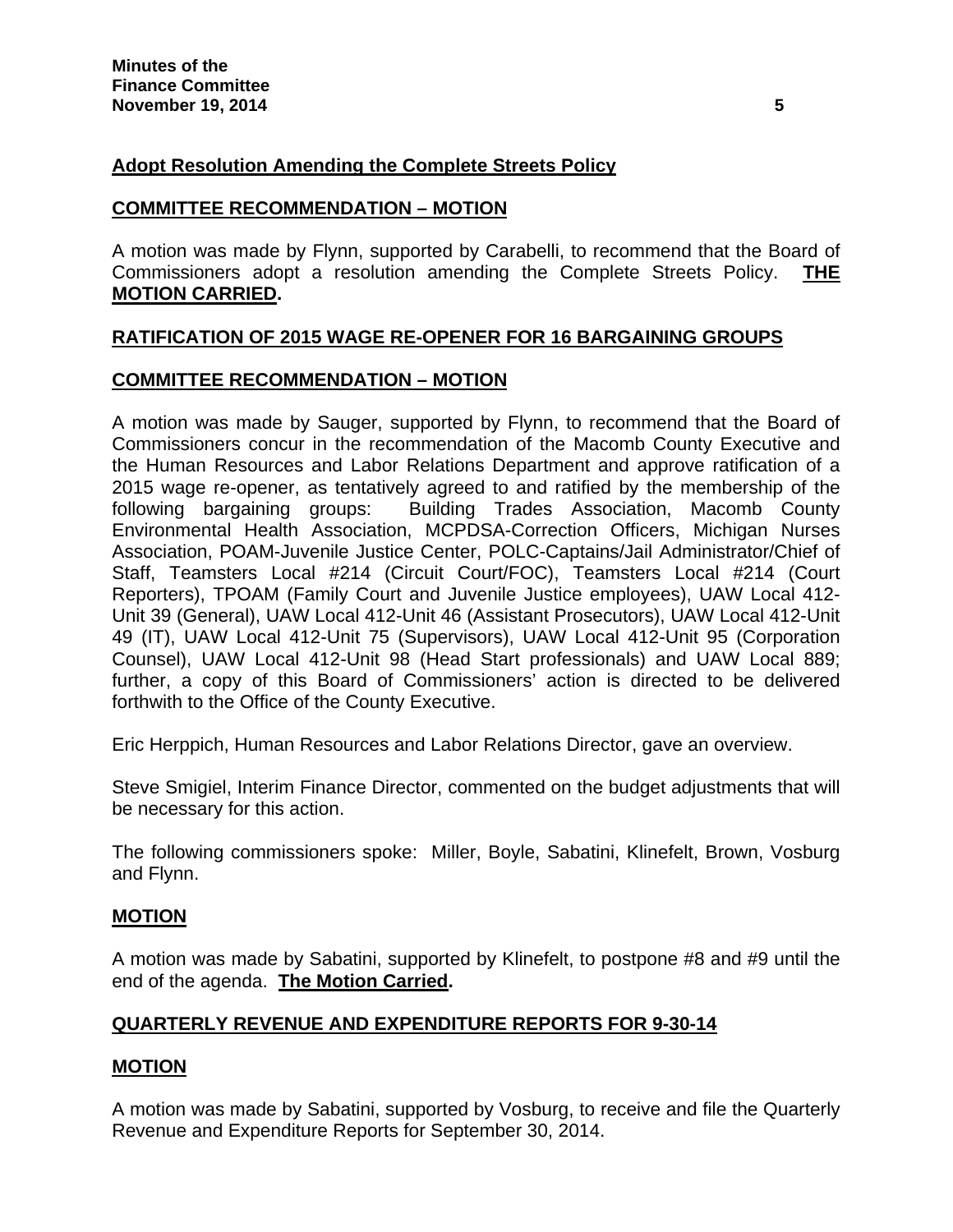**Adopt Resolution Amending the Complete Streets Policy**

**COMMITTEE RECOMMENDATION – MOTION**

A motion was made by Flynn, supported by Carabelli, to recommend that the Board of Commissioners adopt a resolution amending the Complete Streets Policy. **THE MOTION CARRIED.**

**RATIFICATION OF 2015 WAGE RE-OPENER FOR 16 BARGAINING GROUPS**

**COMMITTEE RECOMMENDATION – MOTION**

A motion was made by Sauger, supported by Flynn, to recommend that the Board of Commissioners concur in the recommendation of the Macomb County Executive and the Human Resources and Labor Relations Department and approve ratification of a 2015 wage re-opener, as tentatively agreed to and ratified by the membership of the following bargaining groups: Building Trades Association, Macomb County Environmental Health Association, MCPDSA-Correction Officers, Michigan Nurses Association, POAM-Juvenile Justice Center, POLC-Captains/Jail Administrator/Chief of Staff, Teamsters Local #214 (Circuit Court/FOC), Teamsters Local #214 (Court Reporters), TPOAM (Family Court and Juvenile Justice employees), UAW Local 412-Unit 39 (General), UAW Local 412-Unit 46 (Assistant Prosecutors), UAW Local 412-Unit 49 (IT), UAW Local 412-Unit 75 (Supervisors), UAW Local 412-Unit 95 (Corporation Counsel), UAW Local 412-Unit 98 (Head Start professionals) and UAW Local 889; further, a copy of this Board of Commissioners' action is directed to be delivered forthwith to the Office of the County Executive.

Eric Herppich, Human Resources and Labor Relations Director, gave an overview.

Steve Smigiel, Interim Finance Director, commented on the budget adjustments that will be necessary for this action.

The following commissioners spoke: Miller, Boyle, Sabatini, Klinefelt, Brown, Vosburg and Flynn.

**MOTION**

A motion was made by Sabatini, supported by Klinefelt, to postpone #8 and #9 until the end of the agenda. **The Motion Carried.**

**QUARTERLY REVENUE AND EXPENDITURE REPORTS FOR 9-30-14**

**MOTION**

A motion was made by Sabatini, supported by Vosburg, to receive and file the Quarterly Revenue and Expenditure Reports for September 30, 2014.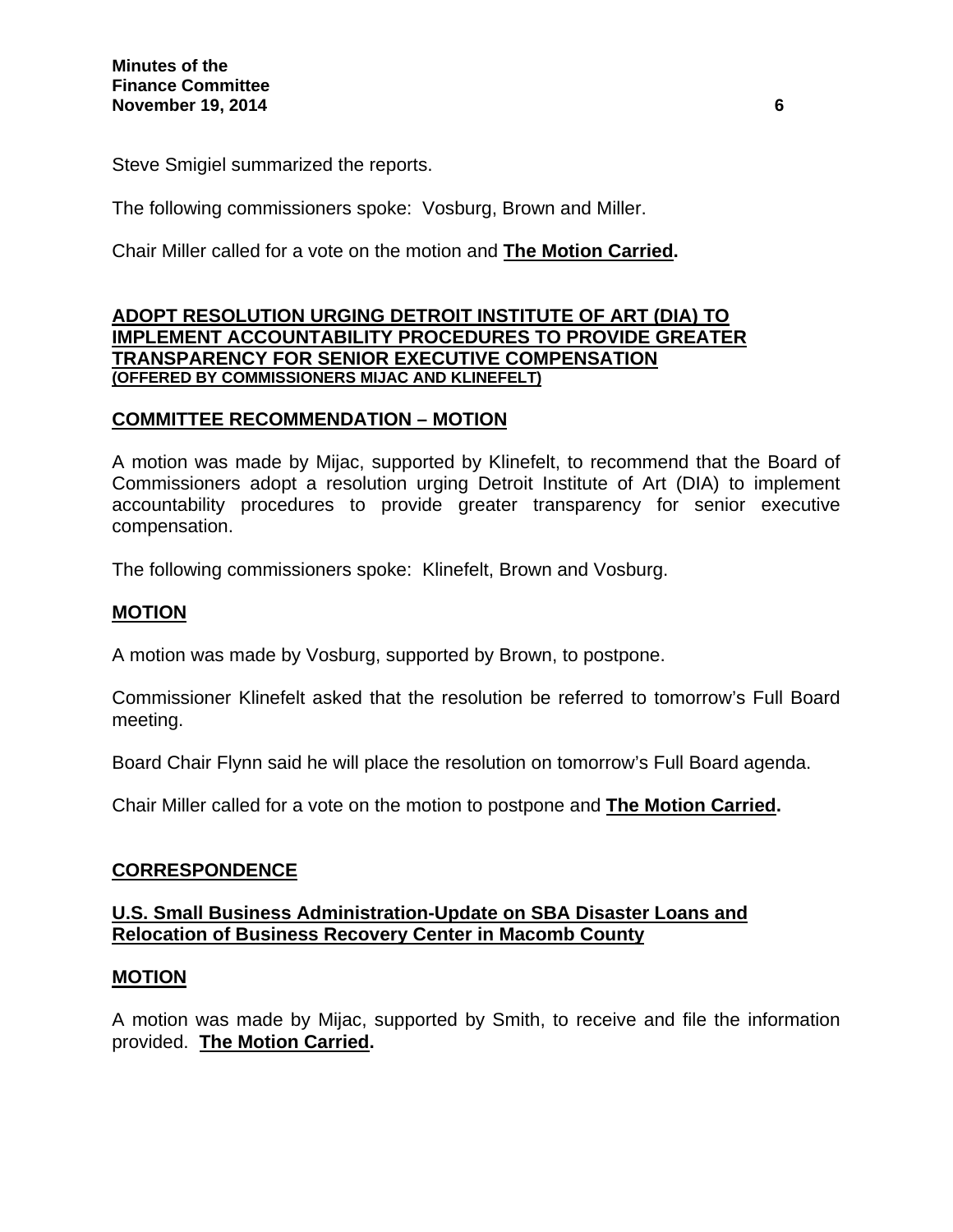Steve Smigiel summarized the reports.

The following commissioners spoke: Vosburg, Brown and Miller.

Chair Miller called for a vote on the motion and **The Motion Carried.**

## ADOPT RESOLUTION URGING DETROIT INSTITUTE OF ART (DIA) TO IMPLEMENT ACCOUNTABILITY PROCEDURES TO PROVIDE GREATER TRANSPARENCY FOR SENIOR EXECUTIVE COMPENSATION

**(OFFERED BY COMMISSIONERS MIJAC AND KLINEFELT)**

### COMMITTEE RECOMMENDATION – MOTION

A motion was made by Mijac, supported by Klinefelt, to recommend that the Board of Commissioners adopt a resolution urging Detroit Institute of Art (DIA) to implement accountability procedures to provide greater transparency for senior executive compensation.

The following commissioners spoke: Klinefelt, Brown and Vosburg.

### MOTION

A motion was made by Vosburg, supported by Brown, to postpone.

Commissioner Klinefelt asked that the resolution be referred to tomorrow's Full Board meeting.

Board Chair Flynn said he will place the resolution on tomorrow's Full Board agenda.

Chair Miller called for a vote on the motion to postpone and **The Motion Carried.**

## CORRESPONDENCE

### U.S. Small Business Administration-Update on SBA Disaster Loans and Relocation of Business Recovery Center in Macomb County

### MOTION

A motion was made by Mijac, supported by Smith, to receive and file the information provided. **The Motion Carried.**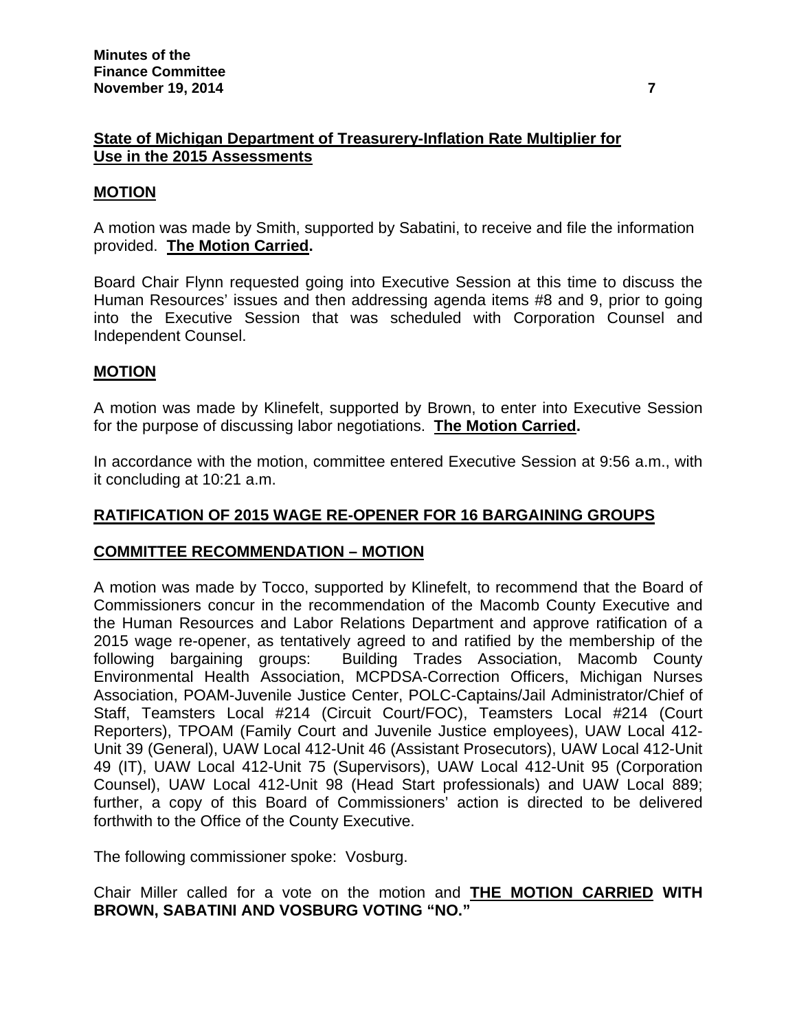**State of Michigan Department of Treasurery-Inflation Rate Multiplier for Use in the 2015 Assessments**

**MOTION**

A motion was made by Smith, supported by Sabatini, to receive and file the information provided. **The Motion Carried.**

Board Chair Flynn requested going into Executive Session at this time to discuss the Human Resources' issues and then addressing agenda items #8 and 9, prior to going into the Executive Session that was scheduled with Corporation Counsel and Independent Counsel.

**MOTION**

A motion was made by Klinefelt, supported by Brown, to enter into Executive Session for the purpose of discussing labor negotiations. **The Motion Carried.**

In accordance with the motion, committee entered Executive Session at 9:56 a.m., with it concluding at 10:21 a.m.

**RATIFICATION OF 2015 WAGE RE-OPENER FOR 16 BARGAINING GROUPS**

**COMMITTEE RECOMMENDATION – MOTION**

A motion was made by Tocco, supported by Klinefelt, to recommend that the Board of Commissioners concur in the recommendation of the Macomb County Executive and the Human Resources and Labor Relations Department and approve ratification of a 2015 wage re-opener, as tentatively agreed to and ratified by the membership of the following bargaining groups: Building Trades Association, Macomb County Environmental Health Association, MCPDSA-Correction Officers, Michigan Nurses Association, POAM-Juvenile Justice Center, POLC-Captains/Jail Administrator/Chief of Staff, Teamsters Local #214 (Circuit Court/FOC), Teamsters Local #214 (Court Reporters), TPOAM (Family Court and Juvenile Justice employees), UAW Local 412-Unit 39 (General), UAW Local 412-Unit 46 (Assistant Prosecutors), UAW Local 412-Unit 49 (IT), UAW Local 412-Unit 75 (Supervisors), UAW Local 412-Unit 95 (Corporation Counsel), UAW Local 412-Unit 98 (Head Start professionals) and UAW Local 889; further, a copy of this Board of Commissioners' action is directed to be delivered forthwith to the Office of the County Executive.

The following commissioner spoke: Vosburg.

Chair Miller called for a vote on the motion and **THE MOTION CARRIED WITH BROWN, SABATINI AND VOSBURG VOTING "NO."**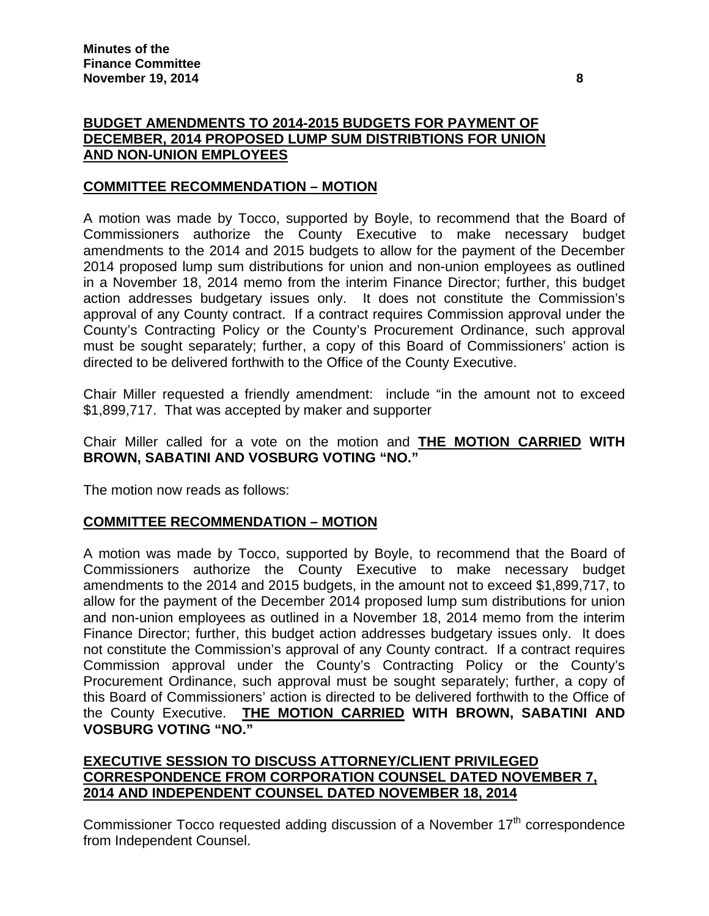**BUDGET AMENDMENTS TO 2014-2015 BUDGETS FOR PAYMENT OF DECEMBER, 2014 PROPOSED LUMP SUM DISTRIBTIONS FOR UNION AND NON-UNION EMPLOYEES**

**COMMITTEE RECOMMENDATION – MOTION**

A motion was made by Tocco, supported by Boyle, to recommend that the Board of Commissioners authorize the County Executive to make necessary budget amendments to the 2014 and 2015 budgets to allow for the payment of the December 2014 proposed lump sum distributions for union and non-union employees as outlined in a November 18, 2014 memo from the interim Finance Director; further, this budget action addresses budgetary issues only. It does not constitute the Commission's approval of any County contract. If a contract requires Commission approval under the County's Contracting Policy or the County's Procurement Ordinance, such approval must be sought separately; further, a copy of this Board of Commissioners' action is directed to be delivered forthwith to the Office of the County Executive.

Chair Miller requested a friendly amendment: include "in the amount not to exceed $1,899,717. That was accepted by maker and supporter

Chair Miller called for a vote on the motion and **THE MOTION CARRIED WITH BROWN, SABATINI AND VOSBURG VOTING "NO."**

The motion now reads as follows:

**COMMITTEE RECOMMENDATION – MOTION**

A motion was made by Tocco, supported by Boyle, to recommend that the Board of Commissioners authorize the County Executive to make necessary budget amendments to the 2014 and 2015 budgets, in the amount not to exceed $1,899,717, to allow for the payment of the December 2014 proposed lump sum distributions for union and non-union employees as outlined in a November 18, 2014 memo from the interim Finance Director; further, this budget action addresses budgetary issues only. It does not constitute the Commission's approval of any County contract. If a contract requires Commission approval under the County's Contracting Policy or the County's Procurement Ordinance, such approval must be sought separately; further, a copy of this Board of Commissioners' action is directed to be delivered forthwith to the Office of the County Executive. **THE MOTION CARRIED WITH BROWN, SABATINI AND VOSBURG VOTING "NO."**

**EXECUTIVE SESSION TO DISCUSS ATTORNEY/CLIENT PRIVILEGED CORRESPONDENCE FROM CORPORATION COUNSEL DATED NOVEMBER 7, 2014 AND INDEPENDENT COUNSEL DATED NOVEMBER 18, 2014**

Commissioner Tocco requested adding discussion of a November 17th correspondence from Independent Counsel.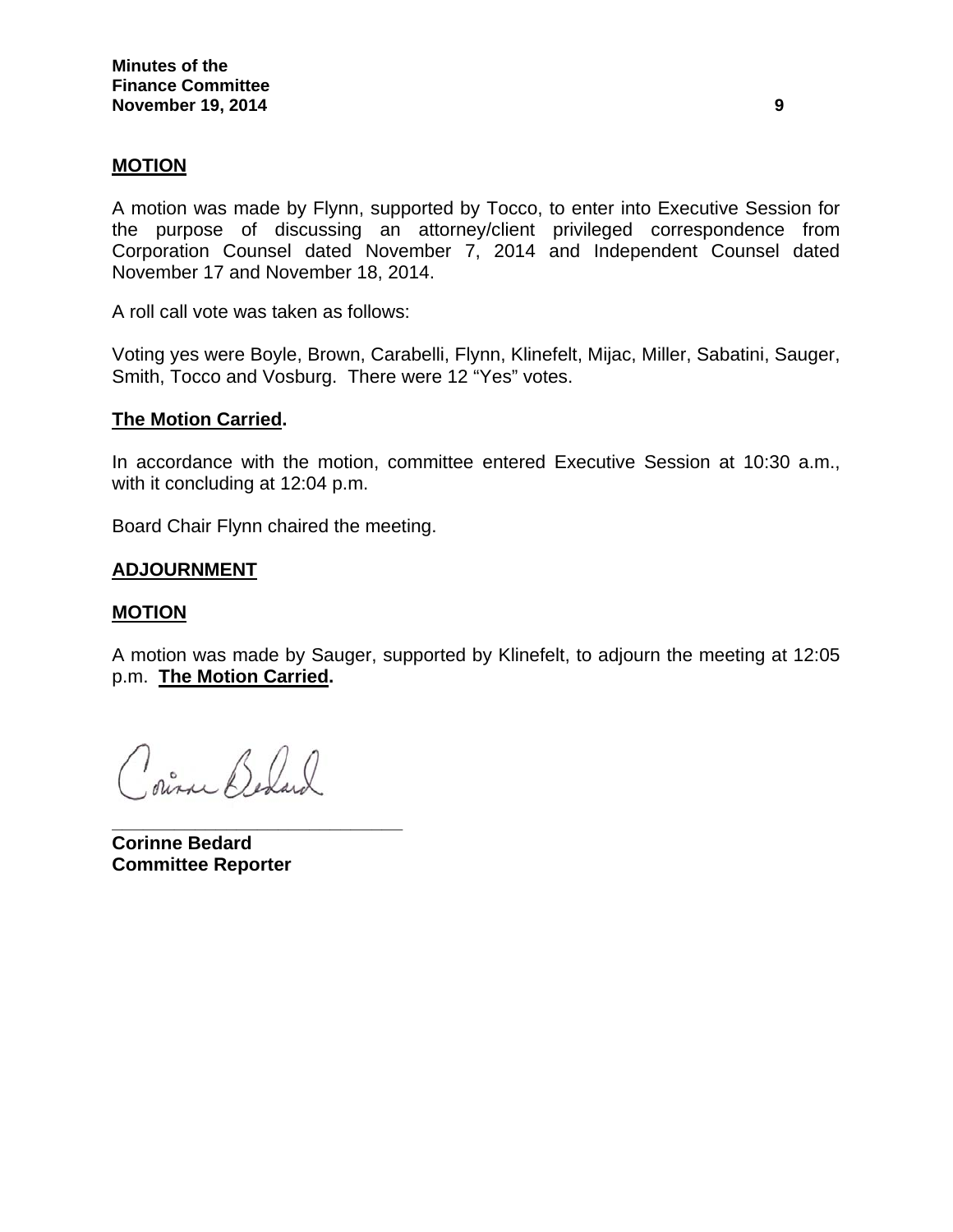**MOTION**

A motion was made by Flynn, supported by Tocco, to enter into Executive Session for the purpose of discussing an attorney/client privileged correspondence from Corporation Counsel dated November 7, 2014 and Independent Counsel dated November 17 and November 18, 2014.

A roll call vote was taken as follows:

Voting yes were Boyle, Brown, Carabelli, Flynn, Klinefelt, Mijac, Miller, Sabatini, Sauger, Smith, Tocco and Vosburg. There were 12 "Yes" votes.

**The Motion Carried.**

In accordance with the motion, committee entered Executive Session at 10:30 a.m., with it concluding at 12:04 p.m.

Board Chair Flynn chaired the meeting.

**ADJOURNMENT**

**MOTION**

A motion was made by Sauger, supported by Klinefelt, to adjourn the meeting at 12:05 p.m. **The Motion Carried.**

\_\_\_\_\_\_\_\_\_\_\_\_\_\_\_\_\_\_\_\_\_\_\_\_\_\_\_\_\_\_

**Corinne Bedard**
**Committee Reporter**